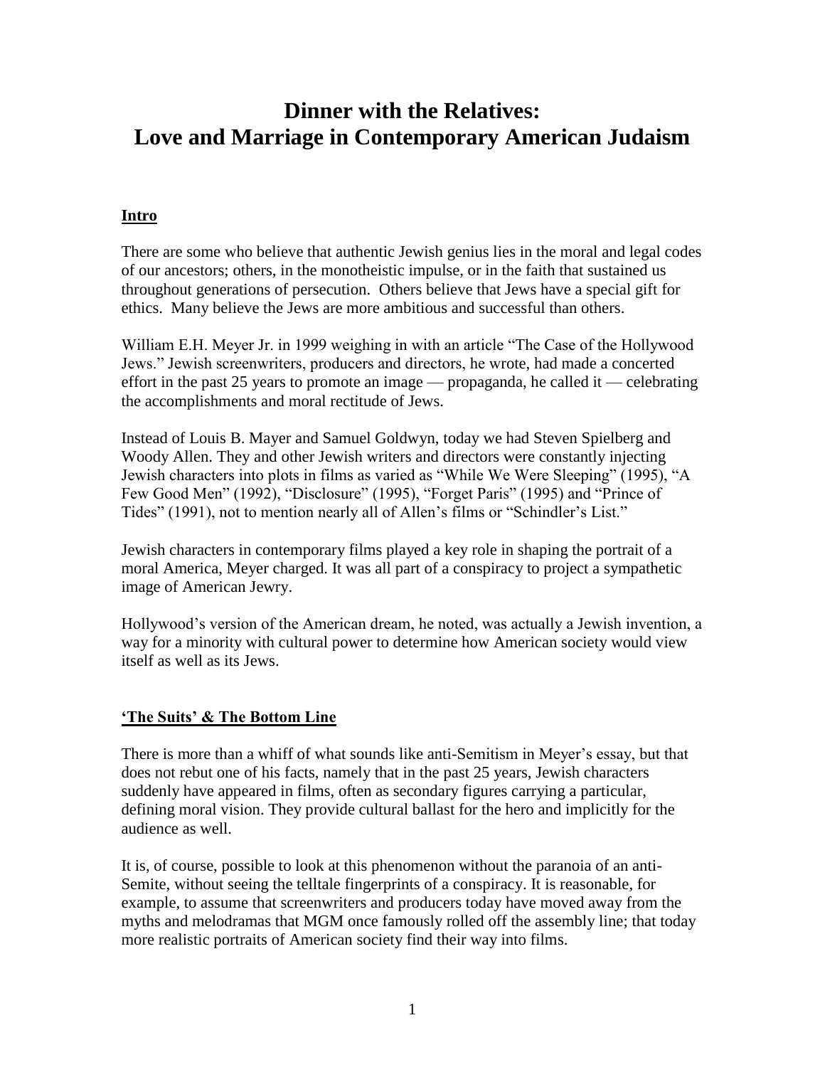# Dinner with the Relatives: Love and Marriage in Contemporary American Judaism

## Intro

There are some who believe that authentic Jewish genius lies in the moral and legal codes of our ancestors; others, in the monotheistic impulse, or in the faith that sustained us throughout generations of persecution. Others believe that Jews have a special gift for ethics. Many believe the Jews are more ambitious and successful than others.

William E.H. Meyer Jr. in 1999 weighing in with an article "The Case of the Hollywood Jews." Jewish screenwriters, producers and directors, he wrote, had made a concerted effort in the past 25 years to promote an image — propaganda, he called it — celebrating the accomplishments and moral rectitude of Jews.

Instead of Louis B. Mayer and Samuel Goldwyn, today we had Steven Spielberg and Woody Allen. They and other Jewish writers and directors were constantly injecting Jewish characters into plots in films as varied as "While We Were Sleeping" (1995), "A Few Good Men" (1992), "Disclosure" (1995), "Forget Paris" (1995) and "Prince of Tides" (1991), not to mention nearly all of Allen's films or "Schindler's List."

Jewish characters in contemporary films played a key role in shaping the portrait of a moral America, Meyer charged. It was all part of a conspiracy to project a sympathetic image of American Jewry.

Hollywood's version of the American dream, he noted, was actually a Jewish invention, a way for a minority with cultural power to determine how American society would view itself as well as its Jews.

## 'The Suits' & The Bottom Line

There is more than a whiff of what sounds like anti-Semitism in Meyer's essay, but that does not rebut one of his facts, namely that in the past 25 years, Jewish characters suddenly have appeared in films, often as secondary figures carrying a particular, defining moral vision. They provide cultural ballast for the hero and implicitly for the audience as well.

It is, of course, possible to look at this phenomenon without the paranoia of an anti-Semite, without seeing the telltale fingerprints of a conspiracy. It is reasonable, for example, to assume that screenwriters and producers today have moved away from the myths and melodramas that MGM once famously rolled off the assembly line; that today more realistic portraits of American society find their way into films.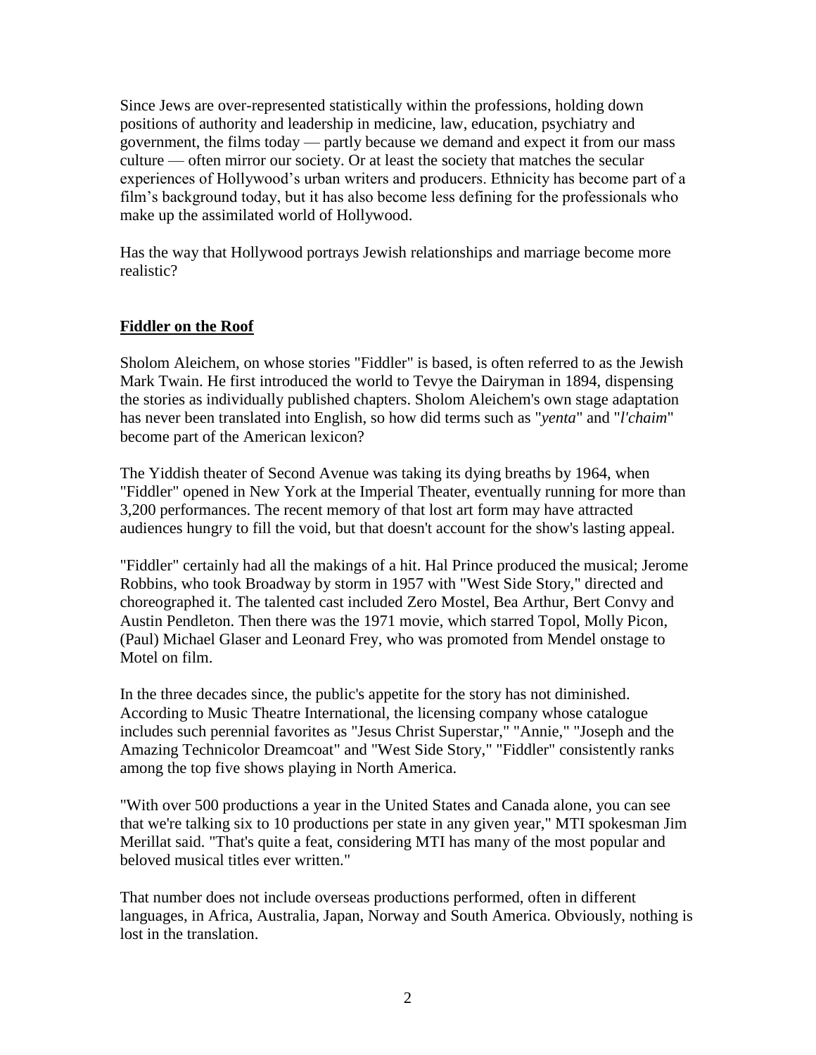Since Jews are over-represented statistically within the professions, holding down positions of authority and leadership in medicine, law, education, psychiatry and government, the films today — partly because we demand and expect it from our mass culture — often mirror our society. Or at least the society that matches the secular experiences of Hollywood's urban writers and producers. Ethnicity has become part of a film's background today, but it has also become less defining for the professionals who make up the assimilated world of Hollywood.

Has the way that Hollywood portrays Jewish relationships and marriage become more realistic?

## **Fiddler on the Roof**

Sholom Aleichem, on whose stories "Fiddler" is based, is often referred to as the Jewish Mark Twain. He first introduced the world to Tevye the Dairyman in 1894, dispensing the stories as individually published chapters. Sholom Aleichem's own stage adaptation has never been translated into English, so how did terms such as "*yenta*" and "*l'chaim*" become part of the American lexicon?

The Yiddish theater of Second Avenue was taking its dying breaths by 1964, when "Fiddler" opened in New York at the Imperial Theater, eventually running for more than 3,200 performances. The recent memory of that lost art form may have attracted audiences hungry to fill the void, but that doesn't account for the show's lasting appeal.

"Fiddler" certainly had all the makings of a hit. Hal Prince produced the musical; Jerome Robbins, who took Broadway by storm in 1957 with "West Side Story," directed and choreographed it. The talented cast included Zero Mostel, Bea Arthur, Bert Convy and Austin Pendleton. Then there was the 1971 movie, which starred Topol, Molly Picon, (Paul) Michael Glaser and Leonard Frey, who was promoted from Mendel onstage to Motel on film.

In the three decades since, the public's appetite for the story has not diminished. According to Music Theatre International, the licensing company whose catalogue includes such perennial favorites as "Jesus Christ Superstar," "Annie," "Joseph and the Amazing Technicolor Dreamcoat" and "West Side Story," "Fiddler" consistently ranks among the top five shows playing in North America.

"With over 500 productions a year in the United States and Canada alone, you can see that we're talking six to 10 productions per state in any given year," MTI spokesman Jim Merillat said. "That's quite a feat, considering MTI has many of the most popular and beloved musical titles ever written."

That number does not include overseas productions performed, often in different languages, in Africa, Australia, Japan, Norway and South America. Obviously, nothing is lost in the translation.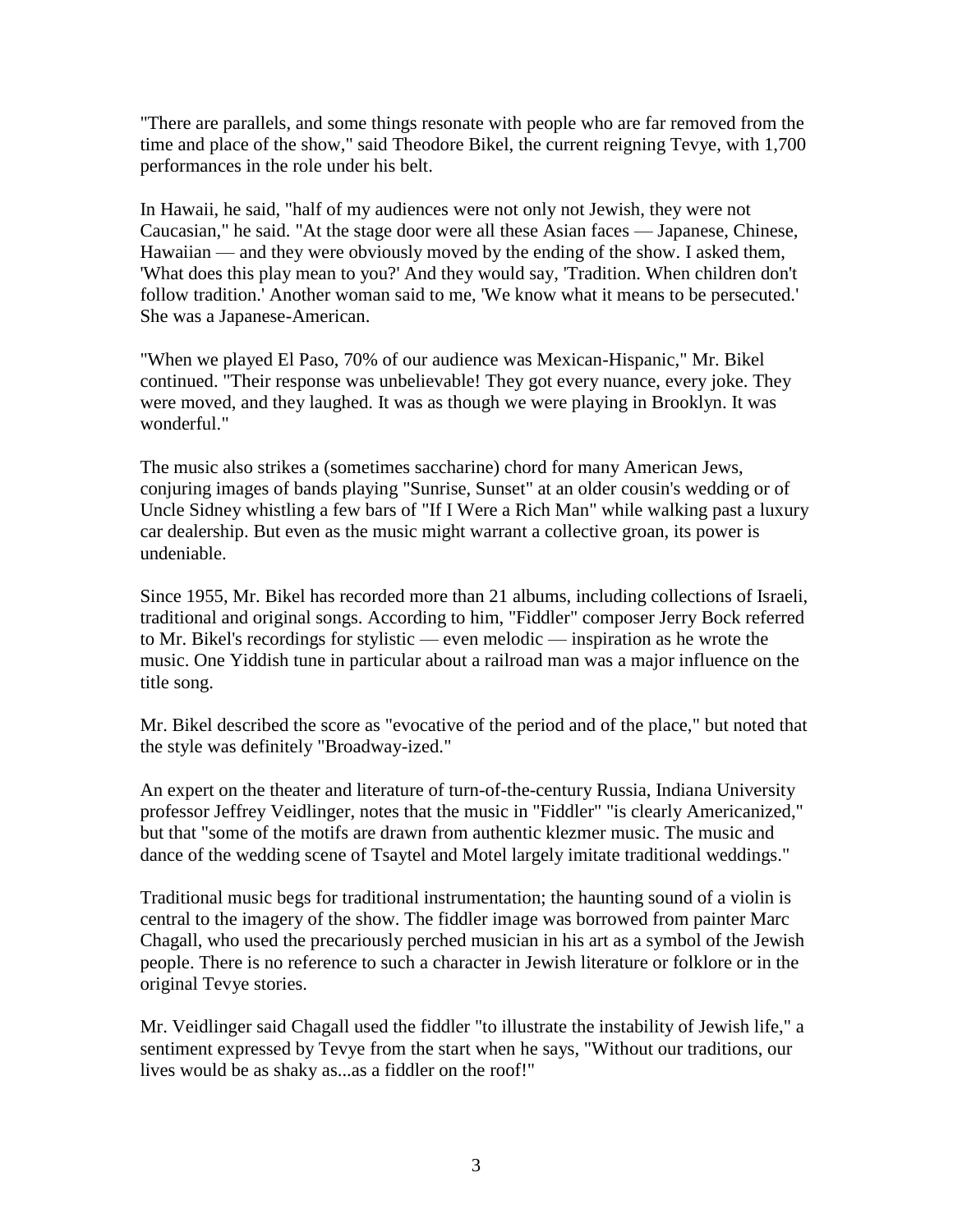"There are parallels, and some things resonate with people who are far removed from the time and place of the show," said Theodore Bikel, the current reigning Tevye, with 1,700 performances in the role under his belt.

In Hawaii, he said, "half of my audiences were not only not Jewish, they were not Caucasian," he said. "At the stage door were all these Asian faces — Japanese, Chinese, Hawaiian — and they were obviously moved by the ending of the show. I asked them, 'What does this play mean to you?' And they would say, 'Tradition. When children don't follow tradition.' Another woman said to me, 'We know what it means to be persecuted.' She was a Japanese-American.

"When we played El Paso, 70% of our audience was Mexican-Hispanic," Mr. Bikel continued. "Their response was unbelievable! They got every nuance, every joke. They were moved, and they laughed. It was as though we were playing in Brooklyn. It was wonderful."

The music also strikes a (sometimes saccharine) chord for many American Jews, conjuring images of bands playing "Sunrise, Sunset" at an older cousin's wedding or of Uncle Sidney whistling a few bars of "If I Were a Rich Man" while walking past a luxury car dealership. But even as the music might warrant a collective groan, its power is undeniable.

Since 1955, Mr. Bikel has recorded more than 21 albums, including collections of Israeli, traditional and original songs. According to him, "Fiddler" composer Jerry Bock referred to Mr. Bikel's recordings for stylistic — even melodic — inspiration as he wrote the music. One Yiddish tune in particular about a railroad man was a major influence on the title song.

Mr. Bikel described the score as "evocative of the period and of the place," but noted that the style was definitely "Broadway-ized."

An expert on the theater and literature of turn-of-the-century Russia, Indiana University professor Jeffrey Veidlinger, notes that the music in "Fiddler" "is clearly Americanized," but that "some of the motifs are drawn from authentic klezmer music. The music and dance of the wedding scene of Tsaytel and Motel largely imitate traditional weddings."

Traditional music begs for traditional instrumentation; the haunting sound of a violin is central to the imagery of the show. The fiddler image was borrowed from painter Marc Chagall, who used the precariously perched musician in his art as a symbol of the Jewish people. There is no reference to such a character in Jewish literature or folklore or in the original Tevye stories.

Mr. Veidlinger said Chagall used the fiddler "to illustrate the instability of Jewish life," a sentiment expressed by Tevye from the start when he says, "Without our traditions, our lives would be as shaky as...as a fiddler on the roof!"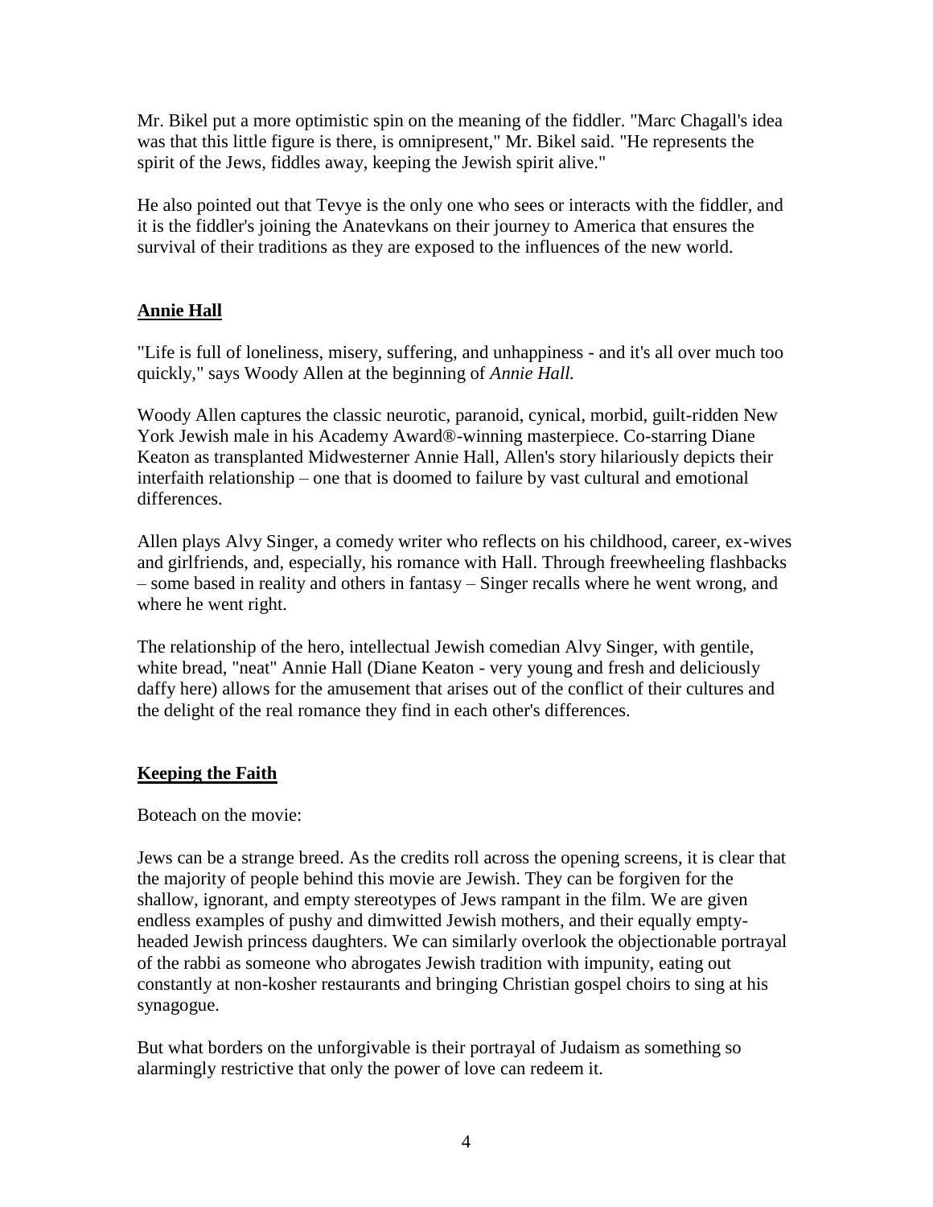Mr. Bikel put a more optimistic spin on the meaning of the fiddler. "Marc Chagall's idea was that this little figure is there, is omnipresent," Mr. Bikel said. "He represents the spirit of the Jews, fiddles away, keeping the Jewish spirit alive."

He also pointed out that Tevye is the only one who sees or interacts with the fiddler, and it is the fiddler's joining the Anatevkans on their journey to America that ensures the survival of their traditions as they are exposed to the influences of the new world.

## Annie Hall

"Life is full of loneliness, misery, suffering, and unhappiness - and it's all over much too quickly," says Woody Allen at the beginning of *Annie Hall.*

Woody Allen captures the classic neurotic, paranoid, cynical, morbid, guilt-ridden New York Jewish male in his Academy Award®-winning masterpiece. Co-starring Diane Keaton as transplanted Midwesterner Annie Hall, Allen's story hilariously depicts their interfaith relationship – one that is doomed to failure by vast cultural and emotional differences.

Allen plays Alvy Singer, a comedy writer who reflects on his childhood, career, ex-wives and girlfriends, and, especially, his romance with Hall. Through freewheeling flashbacks – some based in reality and others in fantasy – Singer recalls where he went wrong, and where he went right.

The relationship of the hero, intellectual Jewish comedian Alvy Singer, with gentile, white bread, "neat" Annie Hall (Diane Keaton - very young and fresh and deliciously daffy here) allows for the amusement that arises out of the conflict of their cultures and the delight of the real romance they find in each other's differences.

## Keeping the Faith

Boteach on the movie:

Jews can be a strange breed. As the credits roll across the opening screens, it is clear that the majority of people behind this movie are Jewish. They can be forgiven for the shallow, ignorant, and empty stereotypes of Jews rampant in the film. We are given endless examples of pushy and dimwitted Jewish mothers, and their equally empty-headed Jewish princess daughters. We can similarly overlook the objectionable portrayal of the rabbi as someone who abrogates Jewish tradition with impunity, eating out constantly at non-kosher restaurants and bringing Christian gospel choirs to sing at his synagogue.

But what borders on the unforgivable is their portrayal of Judaism as something so alarmingly restrictive that only the power of love can redeem it.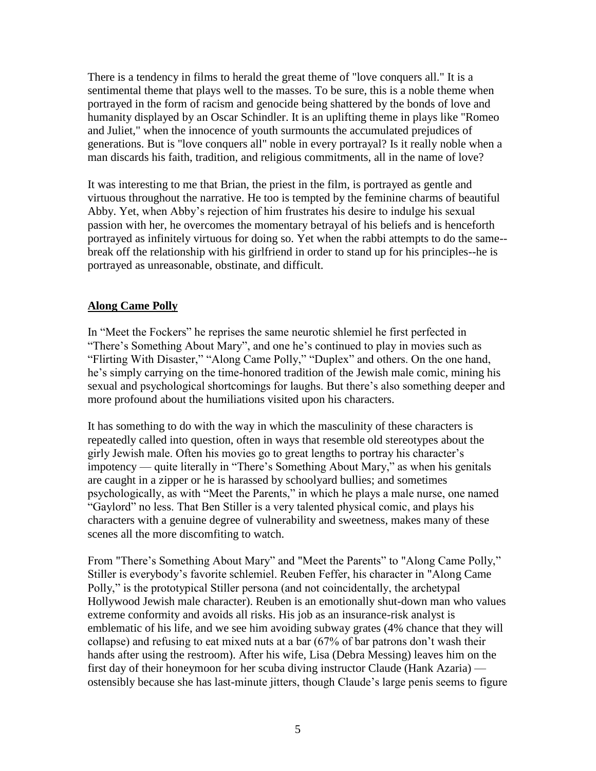There is a tendency in films to herald the great theme of "love conquers all." It is a sentimental theme that plays well to the masses. To be sure, this is a noble theme when portrayed in the form of racism and genocide being shattered by the bonds of love and humanity displayed by an Oscar Schindler. It is an uplifting theme in plays like "Romeo and Juliet," when the innocence of youth surmounts the accumulated prejudices of generations. But is "love conquers all" noble in every portrayal? Is it really noble when a man discards his faith, tradition, and religious commitments, all in the name of love?

It was interesting to me that Brian, the priest in the film, is portrayed as gentle and virtuous throughout the narrative. He too is tempted by the feminine charms of beautiful Abby. Yet, when Abby's rejection of him frustrates his desire to indulge his sexual passion with her, he overcomes the momentary betrayal of his beliefs and is henceforth portrayed as infinitely virtuous for doing so. Yet when the rabbi attempts to do the same--break off the relationship with his girlfriend in order to stand up for his principles--he is portrayed as unreasonable, obstinate, and difficult.

## **Along Came Polly**

In "Meet the Fockers" he reprises the same neurotic shlemiel he first perfected in "There's Something About Mary", and one he's continued to play in movies such as "Flirting With Disaster," "Along Came Polly," "Duplex" and others. On the one hand, he's simply carrying on the time-honored tradition of the Jewish male comic, mining his sexual and psychological shortcomings for laughs. But there's also something deeper and more profound about the humiliations visited upon his characters.

It has something to do with the way in which the masculinity of these characters is repeatedly called into question, often in ways that resemble old stereotypes about the girly Jewish male. Often his movies go to great lengths to portray his character's impotency — quite literally in "There's Something About Mary," as when his genitals are caught in a zipper or he is harassed by schoolyard bullies; and sometimes psychologically, as with "Meet the Parents," in which he plays a male nurse, one named "Gaylord" no less. That Ben Stiller is a very talented physical comic, and plays his characters with a genuine degree of vulnerability and sweetness, makes many of these scenes all the more discomfiting to watch.

From "There's Something About Mary" and "Meet the Parents" to "Along Came Polly," Stiller is everybody's favorite schlemiel. Reuben Feffer, his character in "Along Came Polly," is the prototypical Stiller persona (and not coincidentally, the archetypal Hollywood Jewish male character). Reuben is an emotionally shut-down man who values extreme conformity and avoids all risks. His job as an insurance-risk analyst is emblematic of his life, and we see him avoiding subway grates (4% chance that they will collapse) and refusing to eat mixed nuts at a bar (67% of bar patrons don't wash their hands after using the restroom). After his wife, Lisa (Debra Messing) leaves him on the first day of their honeymoon for her scuba diving instructor Claude (Hank Azaria) — ostensibly because she has last-minute jitters, though Claude's large penis seems to figure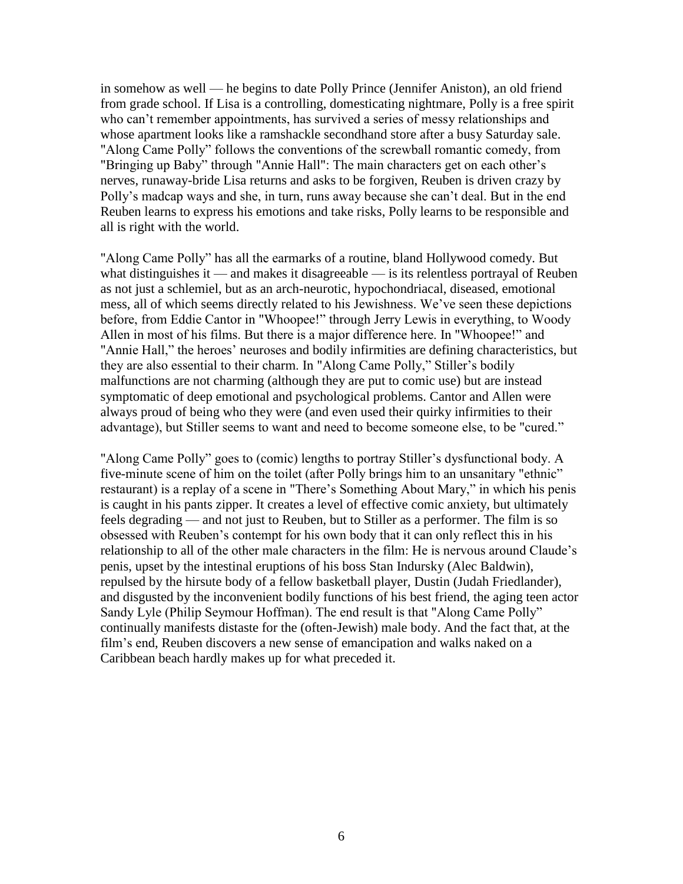in somehow as well — he begins to date Polly Prince (Jennifer Aniston), an old friend from grade school. If Lisa is a controlling, domesticating nightmare, Polly is a free spirit who can't remember appointments, has survived a series of messy relationships and whose apartment looks like a ramshackle secondhand store after a busy Saturday sale. "Along Came Polly" follows the conventions of the screwball romantic comedy, from "Bringing up Baby" through "Annie Hall": The main characters get on each other's nerves, runaway-bride Lisa returns and asks to be forgiven, Reuben is driven crazy by Polly's madcap ways and she, in turn, runs away because she can't deal. But in the end Reuben learns to express his emotions and take risks, Polly learns to be responsible and all is right with the world.

"Along Came Polly" has all the earmarks of a routine, bland Hollywood comedy. But what distinguishes it — and makes it disagreeable — is its relentless portrayal of Reuben as not just a schlemiel, but as an arch-neurotic, hypochondriacal, diseased, emotional mess, all of which seems directly related to his Jewishness. We've seen these depictions before, from Eddie Cantor in "Whoopee!" through Jerry Lewis in everything, to Woody Allen in most of his films. But there is a major difference here. In "Whoopee!" and "Annie Hall," the heroes' neuroses and bodily infirmities are defining characteristics, but they are also essential to their charm. In "Along Came Polly," Stiller's bodily malfunctions are not charming (although they are put to comic use) but are instead symptomatic of deep emotional and psychological problems. Cantor and Allen were always proud of being who they were (and even used their quirky infirmities to their advantage), but Stiller seems to want and need to become someone else, to be "cured."

"Along Came Polly" goes to (comic) lengths to portray Stiller's dysfunctional body. A five-minute scene of him on the toilet (after Polly brings him to an unsanitary "ethnic" restaurant) is a replay of a scene in "There's Something About Mary," in which his penis is caught in his pants zipper. It creates a level of effective comic anxiety, but ultimately feels degrading — and not just to Reuben, but to Stiller as a performer. The film is so obsessed with Reuben's contempt for his own body that it can only reflect this in his relationship to all of the other male characters in the film: He is nervous around Claude's penis, upset by the intestinal eruptions of his boss Stan Indursky (Alec Baldwin), repulsed by the hirsute body of a fellow basketball player, Dustin (Judah Friedlander), and disgusted by the inconvenient bodily functions of his best friend, the aging teen actor Sandy Lyle (Philip Seymour Hoffman). The end result is that "Along Came Polly" continually manifests distaste for the (often-Jewish) male body. And the fact that, at the film's end, Reuben discovers a new sense of emancipation and walks naked on a Caribbean beach hardly makes up for what preceded it.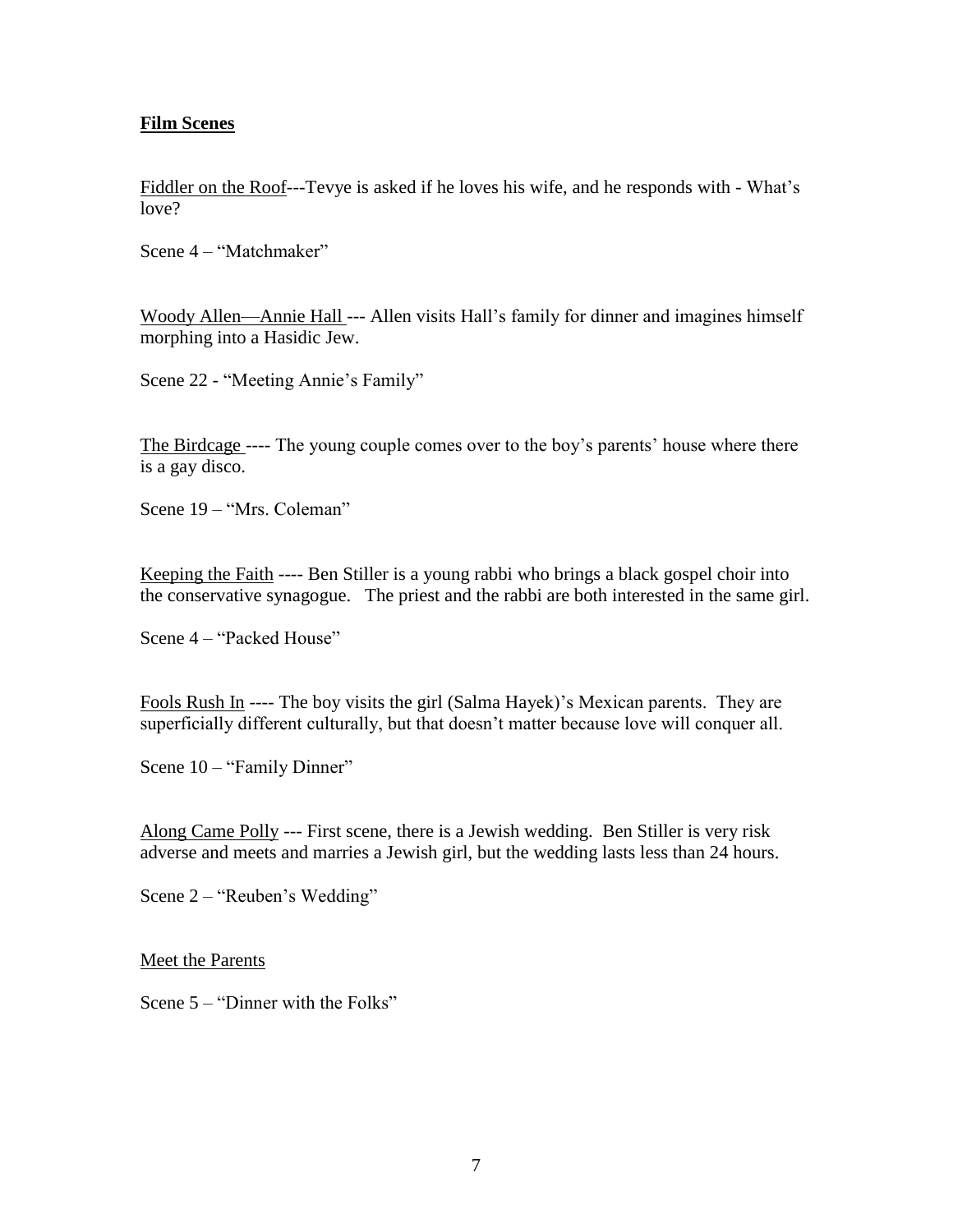**Film Scenes**

Fiddler on the Roof---Tevye is asked if he loves his wife, and he responds with - What's love?

Scene 4 – "Matchmaker"

Woody Allen—Annie Hall --- Allen visits Hall's family for dinner and imagines himself morphing into a Hasidic Jew.

Scene 22 - "Meeting Annie's Family"

The Birdcage ---- The young couple comes over to the boy's parents' house where there is a gay disco.

Scene 19 – "Mrs. Coleman"

Keeping the Faith ---- Ben Stiller is a young rabbi who brings a black gospel choir into the conservative synagogue. The priest and the rabbi are both interested in the same girl.

Scene 4 – "Packed House"

Fools Rush In ---- The boy visits the girl (Salma Hayek)'s Mexican parents. They are superficially different culturally, but that doesn't matter because love will conquer all.

Scene 10 – "Family Dinner"

Along Came Polly --- First scene, there is a Jewish wedding. Ben Stiller is very risk adverse and meets and marries a Jewish girl, but the wedding lasts less than 24 hours.

Scene 2 – "Reuben's Wedding"

Meet the Parents

Scene 5 – "Dinner with the Folks"